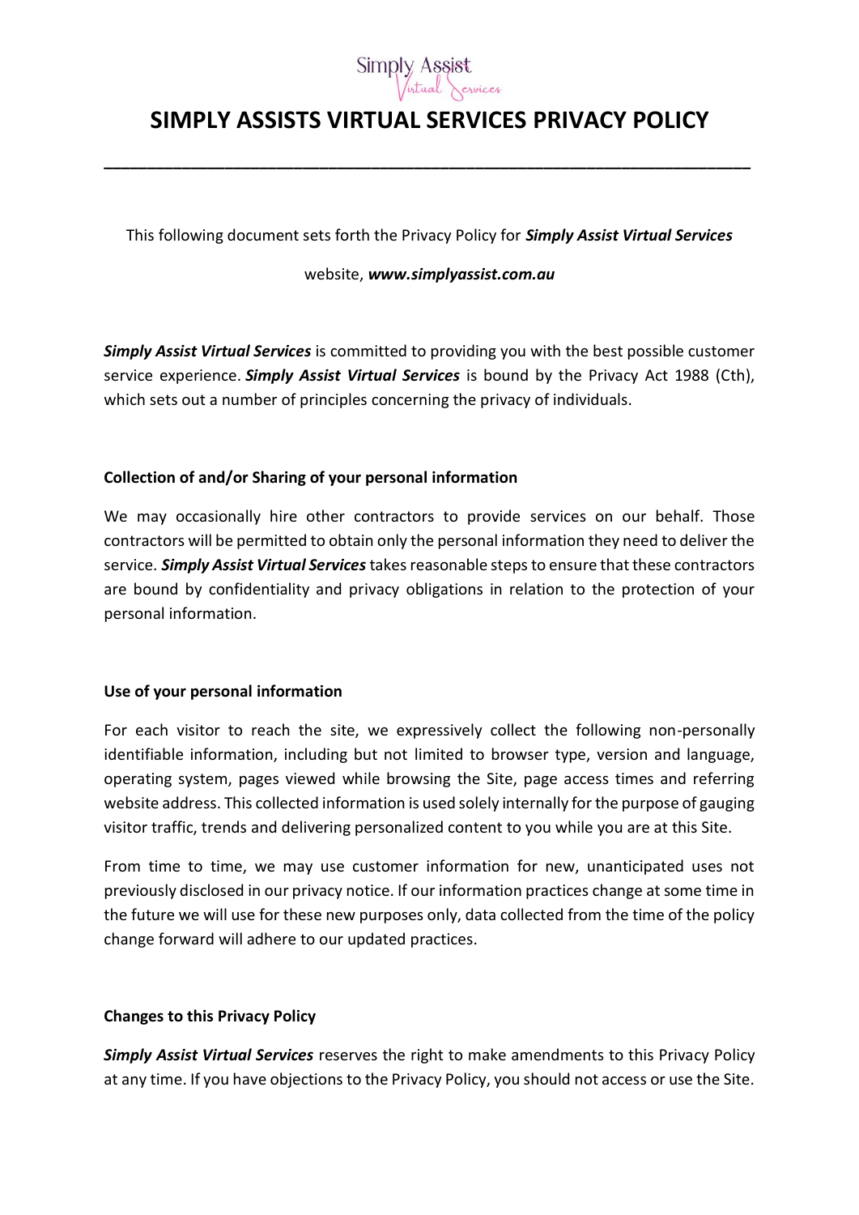# SIMPLY ASSISTS VIRTUAL SERVICES PRIVACY POLICY

---

This following document sets forth the Privacy Policy for ***Simply Assist Virtual Services*** website, ***www.simplyassist.com.au***

***Simply Assist Virtual Services*** is committed to providing you with the best possible customer service experience. ***Simply Assist Virtual Services*** is bound by the Privacy Act 1988 (Cth), which sets out a number of principles concerning the privacy of individuals.

**Collection of and/or Sharing of your personal information**

We may occasionally hire other contractors to provide services on our behalf. Those contractors will be permitted to obtain only the personal information they need to deliver the service. ***Simply Assist Virtual Services*** takes reasonable steps to ensure that these contractors are bound by confidentiality and privacy obligations in relation to the protection of your personal information.

**Use of your personal information**

For each visitor to reach the site, we expressively collect the following non-personally identifiable information, including but not limited to browser type, version and language, operating system, pages viewed while browsing the Site, page access times and referring website address. This collected information is used solely internally for the purpose of gauging visitor traffic, trends and delivering personalized content to you while you are at this Site.

From time to time, we may use customer information for new, unanticipated uses not previously disclosed in our privacy notice. If our information practices change at some time in the future we will use for these new purposes only, data collected from the time of the policy change forward will adhere to our updated practices.

**Changes to this Privacy Policy**

***Simply Assist Virtual Services*** reserves the right to make amendments to this Privacy Policy at any time. If you have objections to the Privacy Policy, you should not access or use the Site.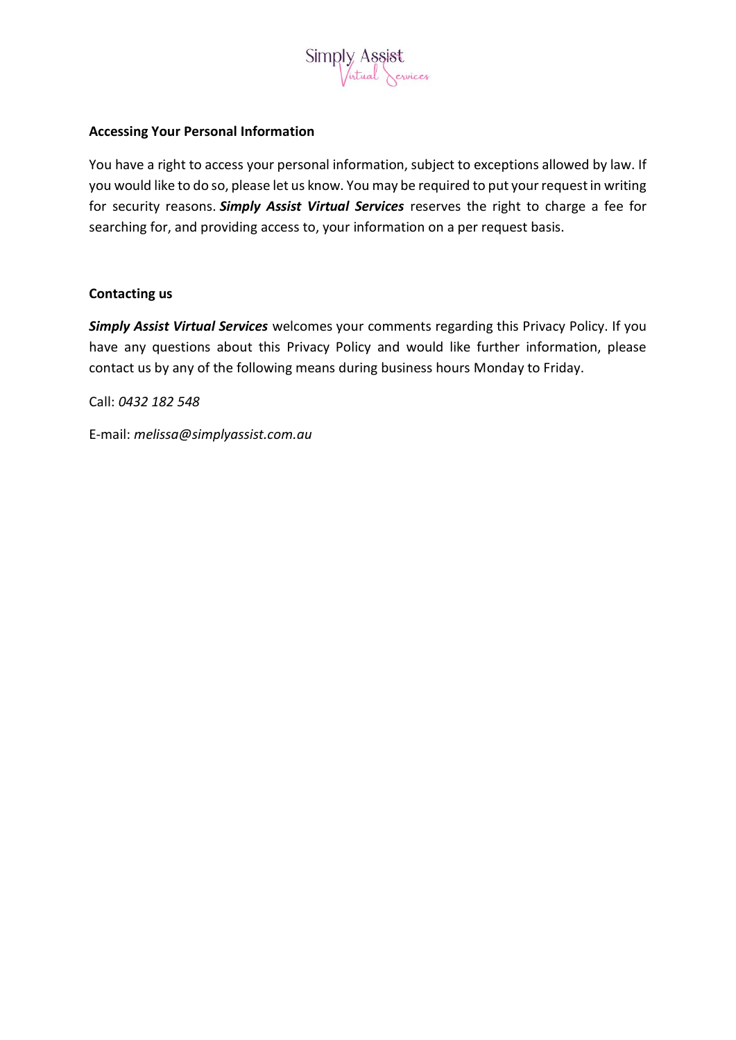**Accessing Your Personal Information**

You have a right to access your personal information, subject to exceptions allowed by law. If you would like to do so, please let us know. You may be required to put your request in writing for security reasons. ***Simply Assist Virtual Services*** reserves the right to charge a fee for searching for, and providing access to, your information on a per request basis.

**Contacting us**

***Simply Assist Virtual Services*** welcomes your comments regarding this Privacy Policy. If you have any questions about this Privacy Policy and would like further information, please contact us by any of the following means during business hours Monday to Friday.

Call: *0432 182 548*

E-mail: *melissa@simplyassist.com.au*